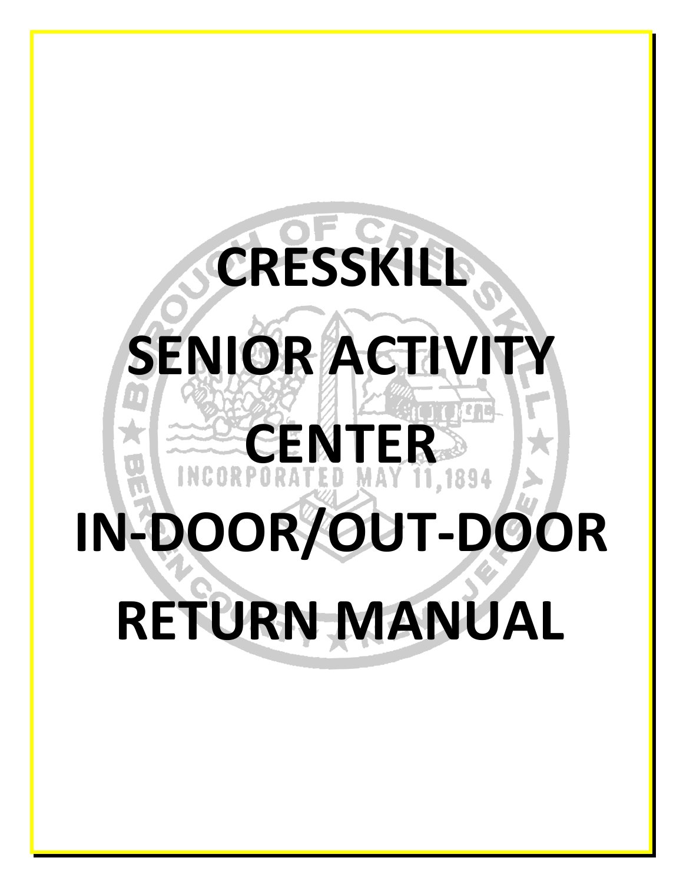# CRESSKILL SENIOR ACTIVITY CENTER IN-DOOR/OUT-DOOR RETURN MANUAL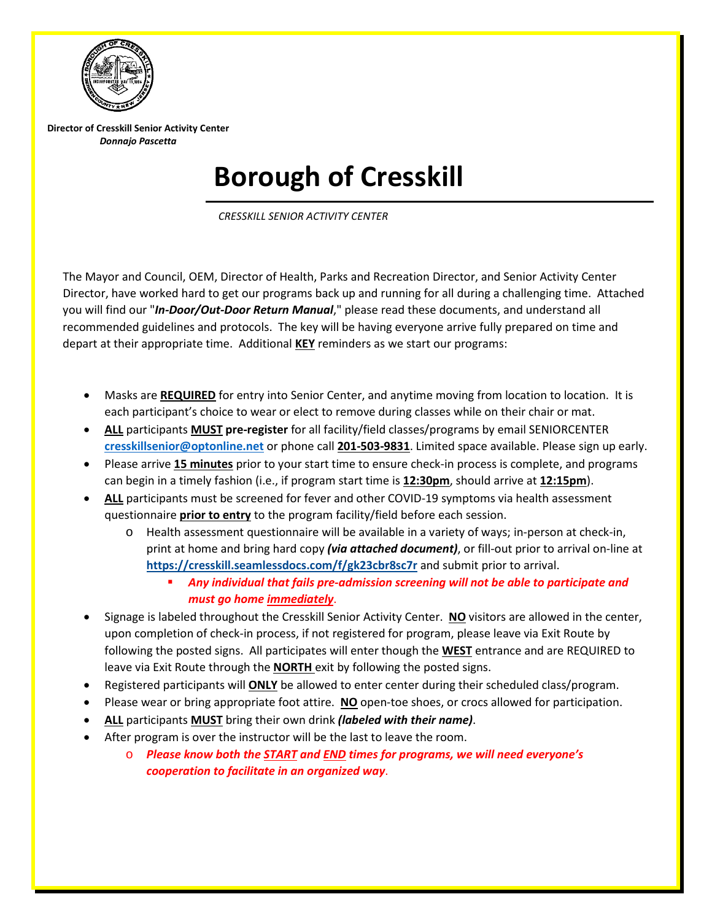**Director of Cresskill Senior Activity Center**
***Donnajo Pascetta***

# Borough of Cresskill

*CRESSKILL SENIOR ACTIVITY CENTER*

The Mayor and Council, OEM, Director of Health, Parks and Recreation Director, and Senior Activity Center Director, have worked hard to get our programs back up and running for all during a challenging time. Attached you will find our "***In-Door/Out-Door Return Manual***," please read these documents, and understand all recommended guidelines and protocols. The key will be having everyone arrive fully prepared on time and depart at their appropriate time. Additional **KEY** reminders as we start our programs:

- Masks are **REQUIRED** for entry into Senior Center, and anytime moving from location to location. It is each participant's choice to wear or elect to remove during classes while on their chair or mat.
- **ALL** participants **MUST pre-register** for all facility/field classes/programs by email SENIORCENTER **cresskillsenior@optonline.net** or phone call **201-503-9831**. Limited space available. Please sign up early.
- Please arrive **15 minutes** prior to your start time to ensure check-in process is complete, and programs can begin in a timely fashion (i.e., if program start time is **12:30pm**, should arrive at **12:15pm**).
- **ALL** participants must be screened for fever and other COVID-19 symptoms via health assessment questionnaire **prior to entry** to the program facility/field before each session.
  - Health assessment questionnaire will be available in a variety of ways; in-person at check-in, print at home and bring hard copy ***(via attached document)***, or fill-out prior to arrival on-line at **https://cresskill.seamlessdocs.com/f/gk23cbr8sc7r** and submit prior to arrival.
    - ***Any individual that fails pre-admission screening will not be able to participate and must go home immediately.***
- Signage is labeled throughout the Cresskill Senior Activity Center. **NO** visitors are allowed in the center, upon completion of check-in process, if not registered for program, please leave via Exit Route by following the posted signs. All participates will enter though the **WEST** entrance and are REQUIRED to leave via Exit Route through the **NORTH** exit by following the posted signs.
- Registered participants will **ONLY** be allowed to enter center during their scheduled class/program.
- Please wear or bring appropriate foot attire. **NO** open-toe shoes, or crocs allowed for participation.
- **ALL** participants **MUST** bring their own drink ***(labeled with their name)***.
- After program is over the instructor will be the last to leave the room.
  - ***Please know both the START and END times for programs, we will need everyone's cooperation to facilitate in an organized way.***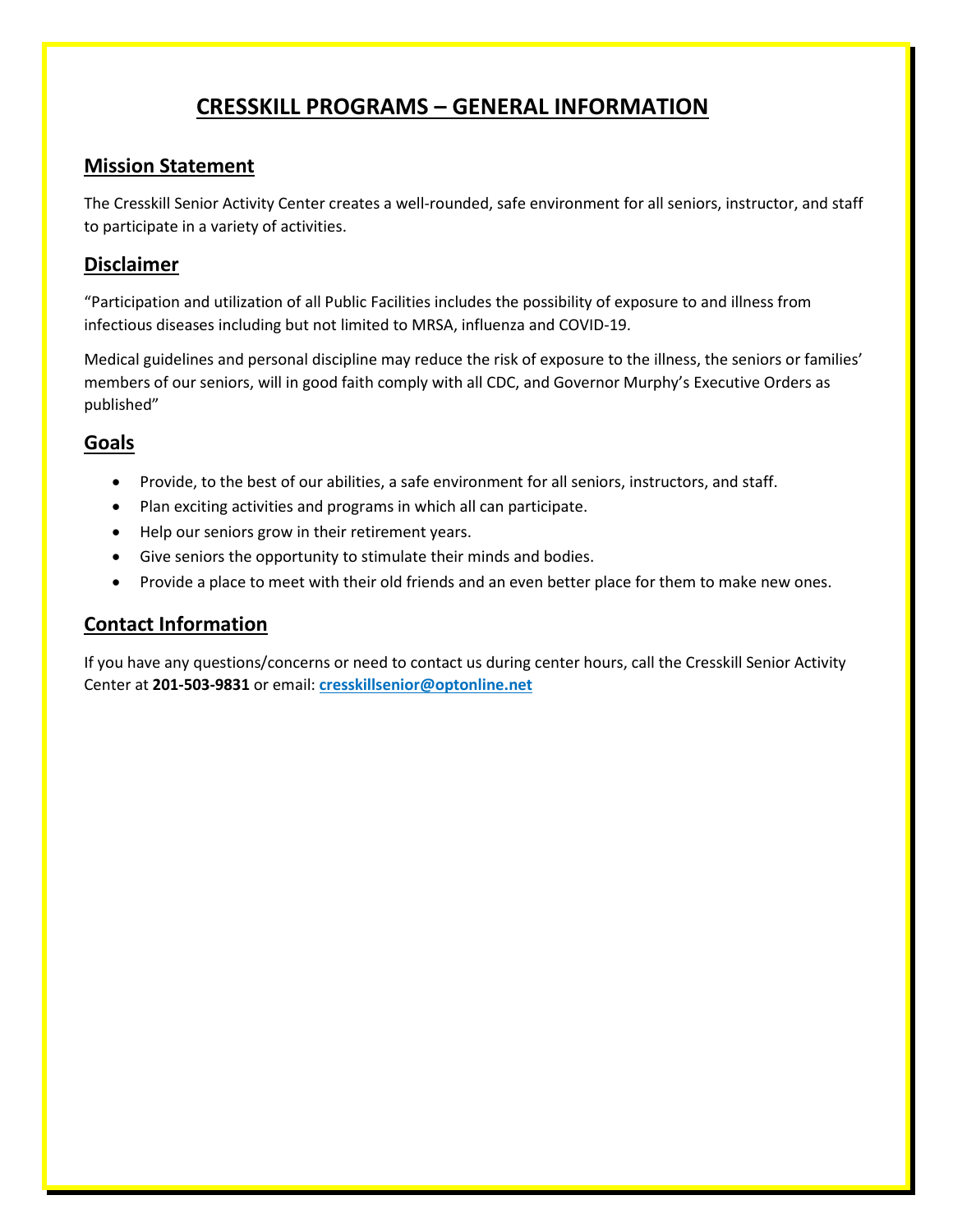# CRESSKILL PROGRAMS – GENERAL INFORMATION

## Mission Statement

The Cresskill Senior Activity Center creates a well-rounded, safe environment for all seniors, instructor, and staff to participate in a variety of activities.

## Disclaimer

"Participation and utilization of all Public Facilities includes the possibility of exposure to and illness from infectious diseases including but not limited to MRSA, influenza and COVID-19.

Medical guidelines and personal discipline may reduce the risk of exposure to the illness, the seniors or families' members of our seniors, will in good faith comply with all CDC, and Governor Murphy's Executive Orders as published"

## Goals

- Provide, to the best of our abilities, a safe environment for all seniors, instructors, and staff.
- Plan exciting activities and programs in which all can participate.
- Help our seniors grow in their retirement years.
- Give seniors the opportunity to stimulate their minds and bodies.
- Provide a place to meet with their old friends and an even better place for them to make new ones.

## Contact Information

If you have any questions/concerns or need to contact us during center hours, call the Cresskill Senior Activity Center at **201-503-9831** or email: **cresskillsenior@optonline.net**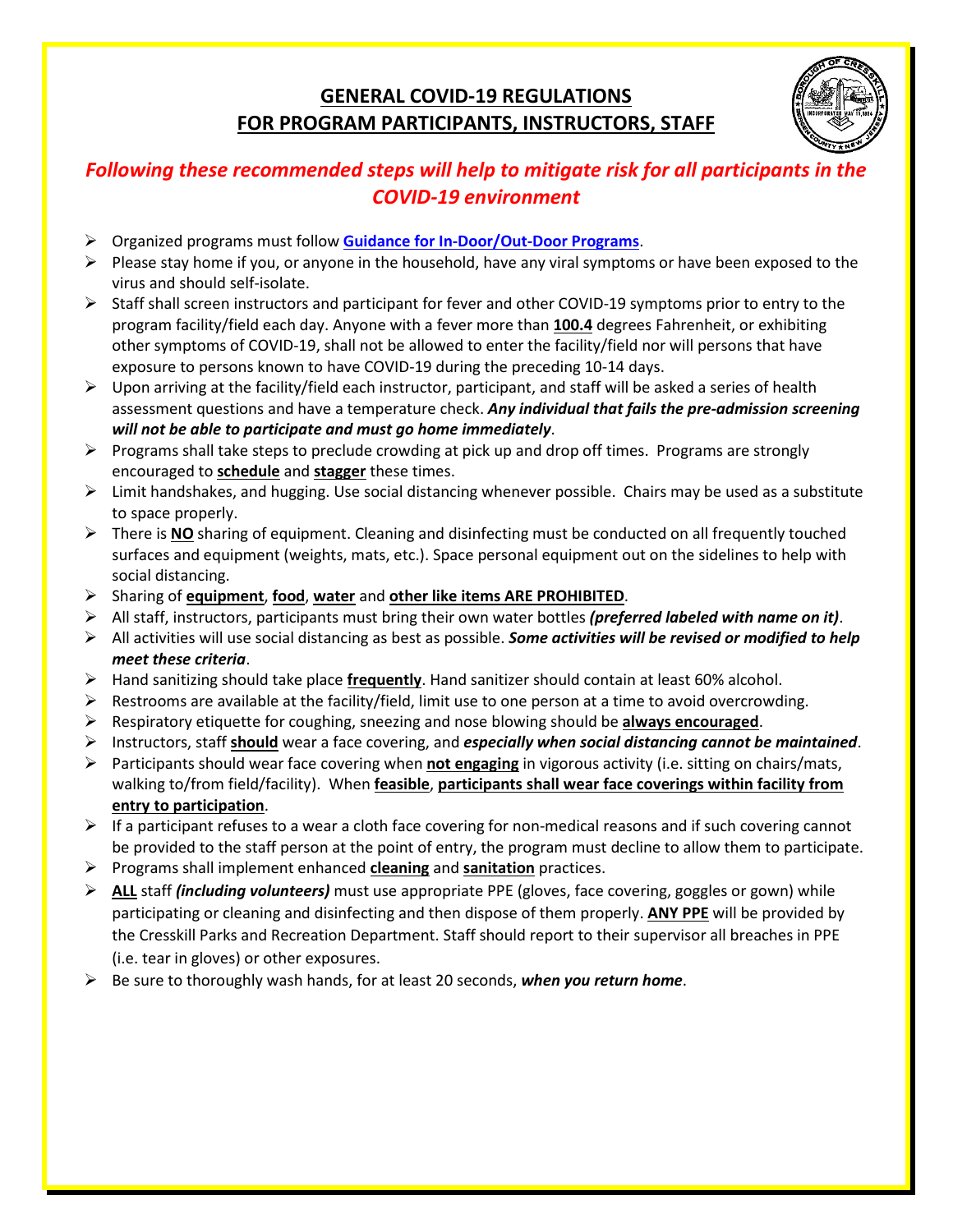## GENERAL COVID-19 REGULATIONS FOR PROGRAM PARTICIPANTS, INSTRUCTORS, STAFF

***Following these recommended steps will help to mitigate risk for all participants in the COVID-19 environment***

- Organized programs must follow **Guidance for In-Door/Out-Door Programs**.
- Please stay home if you, or anyone in the household, have any viral symptoms or have been exposed to the virus and should self-isolate.
- Staff shall screen instructors and participant for fever and other COVID-19 symptoms prior to entry to the program facility/field each day. Anyone with a fever more than **100.4** degrees Fahrenheit, or exhibiting other symptoms of COVID-19, shall not be allowed to enter the facility/field nor will persons that have exposure to persons known to have COVID-19 during the preceding 10-14 days.
- Upon arriving at the facility/field each instructor, participant, and staff will be asked a series of health assessment questions and have a temperature check. ***Any individual that fails the pre-admission screening will not be able to participate and must go home immediately***.
- Programs shall take steps to preclude crowding at pick up and drop off times. Programs are strongly encouraged to **schedule** and **stagger** these times.
- Limit handshakes, and hugging. Use social distancing whenever possible. Chairs may be used as a substitute to space properly.
- There is **NO** sharing of equipment. Cleaning and disinfecting must be conducted on all frequently touched surfaces and equipment (weights, mats, etc.). Space personal equipment out on the sidelines to help with social distancing.
- Sharing of **equipment**, **food**, **water** and **other like items ARE PROHIBITED**.
- All staff, instructors, participants must bring their own water bottles ***(preferred labeled with name on it)***.
- All activities will use social distancing as best as possible. ***Some activities will be revised or modified to help meet these criteria***.
- Hand sanitizing should take place **frequently**. Hand sanitizer should contain at least 60% alcohol.
- Restrooms are available at the facility/field, limit use to one person at a time to avoid overcrowding.
- Respiratory etiquette for coughing, sneezing and nose blowing should be **always encouraged**.
- Instructors, staff **should** wear a face covering, and ***especially when social distancing cannot be maintained***.
- Participants should wear face covering when **not engaging** in vigorous activity (i.e. sitting on chairs/mats, walking to/from field/facility). When **feasible**, **participants shall wear face coverings within facility from entry to participation**.
- If a participant refuses to a wear a cloth face covering for non-medical reasons and if such covering cannot be provided to the staff person at the point of entry, the program must decline to allow them to participate.
- Programs shall implement enhanced **cleaning** and **sanitation** practices.
- **ALL** staff ***(including volunteers)*** must use appropriate PPE (gloves, face covering, goggles or gown) while participating or cleaning and disinfecting and then dispose of them properly. **ANY PPE** will be provided by the Cresskill Parks and Recreation Department. Staff should report to their supervisor all breaches in PPE (i.e. tear in gloves) or other exposures.
- Be sure to thoroughly wash hands, for at least 20 seconds, ***when you return home***.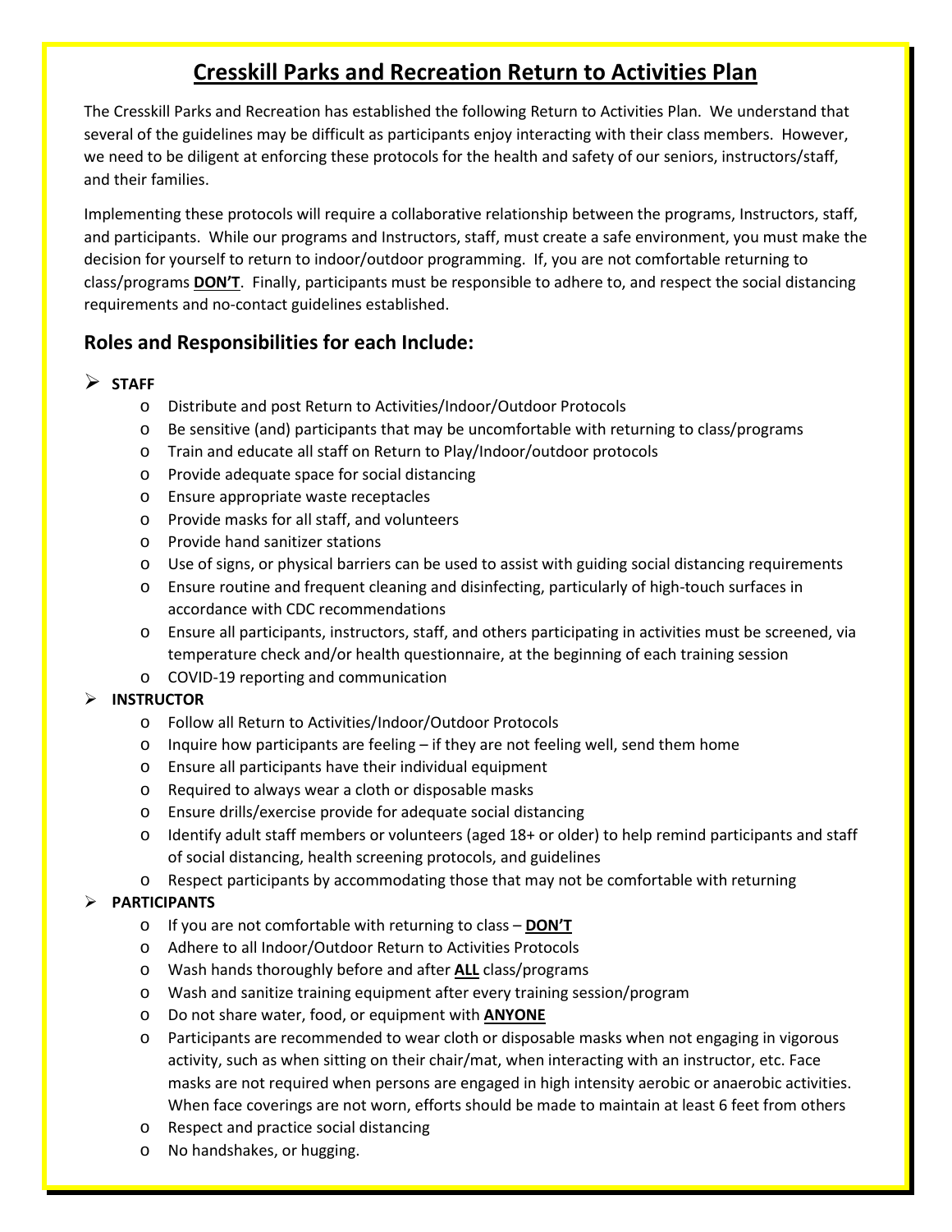# Cresskill Parks and Recreation Return to Activities Plan

The Cresskill Parks and Recreation has established the following Return to Activities Plan. We understand that several of the guidelines may be difficult as participants enjoy interacting with their class members. However, we need to be diligent at enforcing these protocols for the health and safety of our seniors, instructors/staff, and their families.

Implementing these protocols will require a collaborative relationship between the programs, Instructors, staff, and participants. While our programs and Instructors, staff, must create a safe environment, you must make the decision for yourself to return to indoor/outdoor programming. If, you are not comfortable returning to class/programs **DON'T**. Finally, participants must be responsible to adhere to, and respect the social distancing requirements and no-contact guidelines established.

## Roles and Responsibilities for each Include:

- **STAFF**
  - Distribute and post Return to Activities/Indoor/Outdoor Protocols
  - Be sensitive (and) participants that may be uncomfortable with returning to class/programs
  - Train and educate all staff on Return to Play/Indoor/outdoor protocols
  - Provide adequate space for social distancing
  - Ensure appropriate waste receptacles
  - Provide masks for all staff, and volunteers
  - Provide hand sanitizer stations
  - Use of signs, or physical barriers can be used to assist with guiding social distancing requirements
  - Ensure routine and frequent cleaning and disinfecting, particularly of high-touch surfaces in accordance with CDC recommendations
  - Ensure all participants, instructors, staff, and others participating in activities must be screened, via temperature check and/or health questionnaire, at the beginning of each training session
  - COVID-19 reporting and communication
- **INSTRUCTOR**
  - Follow all Return to Activities/Indoor/Outdoor Protocols
  - Inquire how participants are feeling – if they are not feeling well, send them home
  - Ensure all participants have their individual equipment
  - Required to always wear a cloth or disposable masks
  - Ensure drills/exercise provide for adequate social distancing
  - Identify adult staff members or volunteers (aged 18+ or older) to help remind participants and staff of social distancing, health screening protocols, and guidelines
  - Respect participants by accommodating those that may not be comfortable with returning
- **PARTICIPANTS**
  - If you are not comfortable with returning to class – **DON'T**
  - Adhere to all Indoor/Outdoor Return to Activities Protocols
  - Wash hands thoroughly before and after **ALL** class/programs
  - Wash and sanitize training equipment after every training session/program
  - Do not share water, food, or equipment with **ANYONE**
  - Participants are recommended to wear cloth or disposable masks when not engaging in vigorous activity, such as when sitting on their chair/mat, when interacting with an instructor, etc. Face masks are not required when persons are engaged in high intensity aerobic or anaerobic activities. When face coverings are not worn, efforts should be made to maintain at least 6 feet from others
  - Respect and practice social distancing
  - No handshakes, or hugging.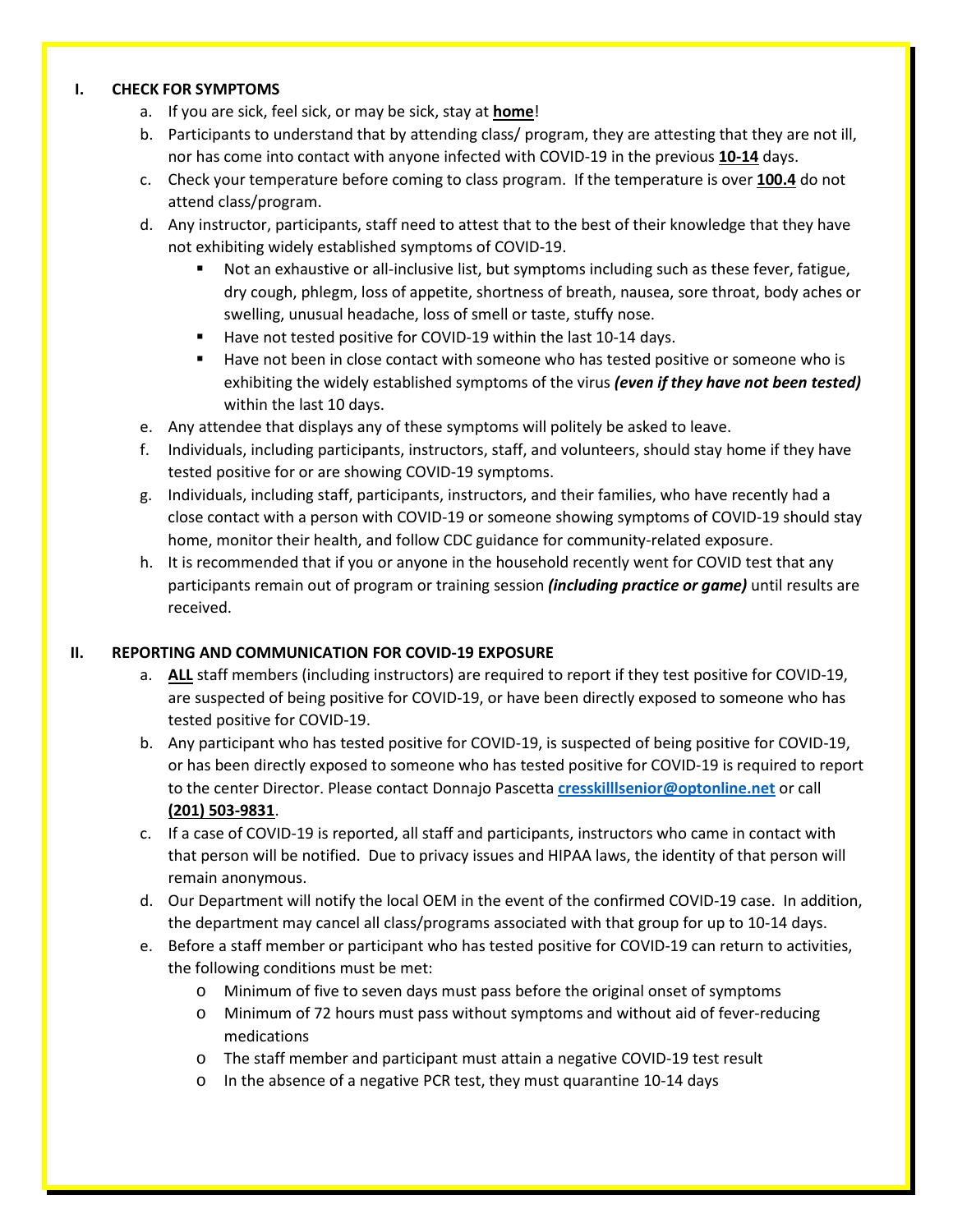## I. CHECK FOR SYMPTOMS

a. If you are sick, feel sick, or may be sick, stay at **home**!

b. Participants to understand that by attending class/ program, they are attesting that they are not ill, nor has come into contact with anyone infected with COVID-19 in the previous **10-14** days.

c. Check your temperature before coming to class program. If the temperature is over **100.4** do not attend class/program.

d. Any instructor, participants, staff need to attest that to the best of their knowledge that they have not exhibiting widely established symptoms of COVID-19.

- Not an exhaustive or all-inclusive list, but symptoms including such as these fever, fatigue, dry cough, phlegm, loss of appetite, shortness of breath, nausea, sore throat, body aches or swelling, unusual headache, loss of smell or taste, stuffy nose.
- Have not tested positive for COVID-19 within the last 10-14 days.
- Have not been in close contact with someone who has tested positive or someone who is exhibiting the widely established symptoms of the virus ***(even if they have not been tested)*** within the last 10 days.

e. Any attendee that displays any of these symptoms will politely be asked to leave.

f. Individuals, including participants, instructors, staff, and volunteers, should stay home if they have tested positive for or are showing COVID-19 symptoms.

g. Individuals, including staff, participants, instructors, and their families, who have recently had a close contact with a person with COVID-19 or someone showing symptoms of COVID-19 should stay home, monitor their health, and follow CDC guidance for community-related exposure.

h. It is recommended that if you or anyone in the household recently went for COVID test that any participants remain out of program or training session ***(including practice or game)*** until results are received.

## II. REPORTING AND COMMUNICATION FOR COVID-19 EXPOSURE

a. **ALL** staff members (including instructors) are required to report if they test positive for COVID-19, are suspected of being positive for COVID-19, or have been directly exposed to someone who has tested positive for COVID-19.

b. Any participant who has tested positive for COVID-19, is suspected of being positive for COVID-19, or has been directly exposed to someone who has tested positive for COVID-19 is required to report to the center Director. Please contact Donnajo Pascetta **cresskilllsenior@optonline.net** or call **(201) 503-9831**.

c. If a case of COVID-19 is reported, all staff and participants, instructors who came in contact with that person will be notified. Due to privacy issues and HIPAA laws, the identity of that person will remain anonymous.

d. Our Department will notify the local OEM in the event of the confirmed COVID-19 case. In addition, the department may cancel all class/programs associated with that group for up to 10-14 days.

e. Before a staff member or participant who has tested positive for COVID-19 can return to activities, the following conditions must be met:

- Minimum of five to seven days must pass before the original onset of symptoms
- Minimum of 72 hours must pass without symptoms and without aid of fever-reducing medications
- The staff member and participant must attain a negative COVID-19 test result
- In the absence of a negative PCR test, they must quarantine 10-14 days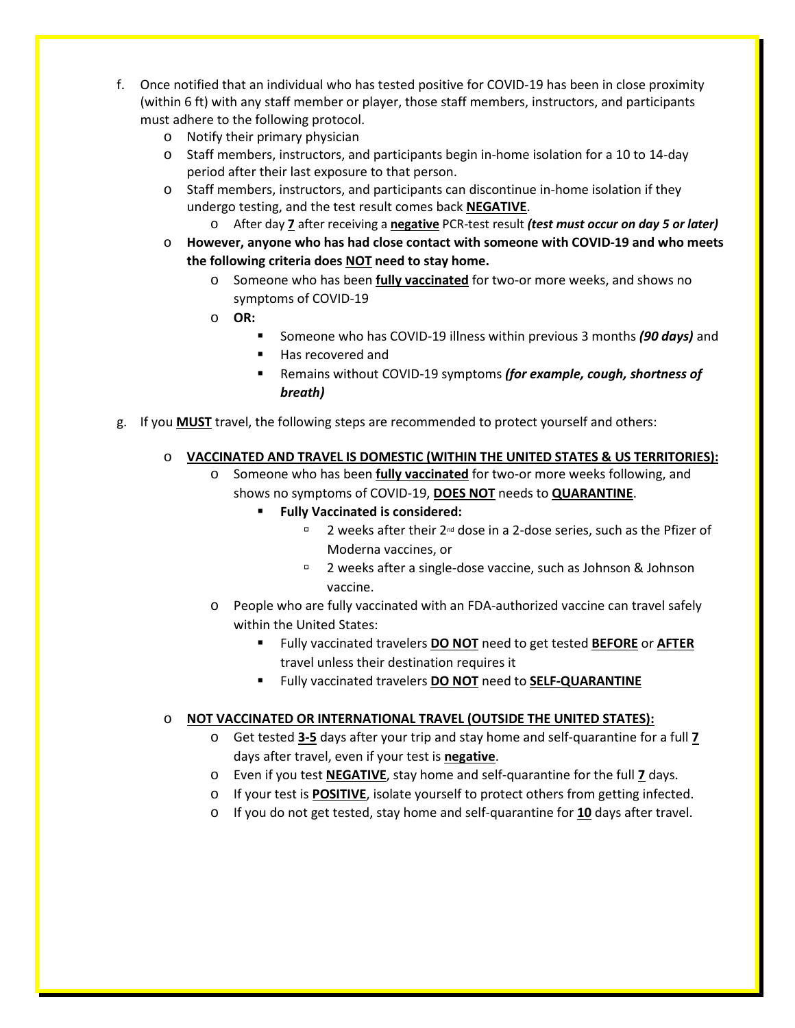f. Once notified that an individual who has tested positive for COVID-19 has been in close proximity (within 6 ft) with any staff member or player, those staff members, instructors, and participants must adhere to the following protocol.
    - Notify their primary physician
    - Staff members, instructors, and participants begin in-home isolation for a 10 to 14-day period after their last exposure to that person.
    - Staff members, instructors, and participants can discontinue in-home isolation if they undergo testing, and the test result comes back **NEGATIVE**.
        - After day **7** after receiving a **negative** PCR-test result ***(test must occur on day 5 or later)***
    - **However, anyone who has had close contact with someone with COVID-19 and who meets the following criteria does NOT need to stay home.**
        - Someone who has been **fully vaccinated** for two-or more weeks, and shows no symptoms of COVID-19
        - **OR:**
            - Someone who has COVID-19 illness within previous 3 months ***(90 days)*** and
            - Has recovered and
            - Remains without COVID-19 symptoms ***(for example, cough, shortness of breath)***

g. If you **MUST** travel, the following steps are recommended to protect yourself and others:

    - **VACCINATED AND TRAVEL IS DOMESTIC (WITHIN THE UNITED STATES & US TERRITORIES):**
        - Someone who has been **fully vaccinated** for two-or more weeks following, and shows no symptoms of COVID-19, **DOES NOT** needs to **QUARANTINE**.
            - **Fully Vaccinated is considered:**
                - 2 weeks after their 2nd dose in a 2-dose series, such as the Pfizer of Moderna vaccines, or
                - 2 weeks after a single-dose vaccine, such as Johnson & Johnson vaccine.
        - People who are fully vaccinated with an FDA-authorized vaccine can travel safely within the United States:
            - Fully vaccinated travelers **DO NOT** need to get tested **BEFORE** or **AFTER** travel unless their destination requires it
            - Fully vaccinated travelers **DO NOT** need to **SELF-QUARANTINE**

    - **NOT VACCINATED OR INTERNATIONAL TRAVEL (OUTSIDE THE UNITED STATES):**
        - Get tested **3-5** days after your trip and stay home and self-quarantine for a full **7** days after travel, even if your test is **negative**.
        - Even if you test **NEGATIVE**, stay home and self-quarantine for the full **7** days.
        - If your test is **POSITIVE**, isolate yourself to protect others from getting infected.
        - If you do not get tested, stay home and self-quarantine for **10** days after travel.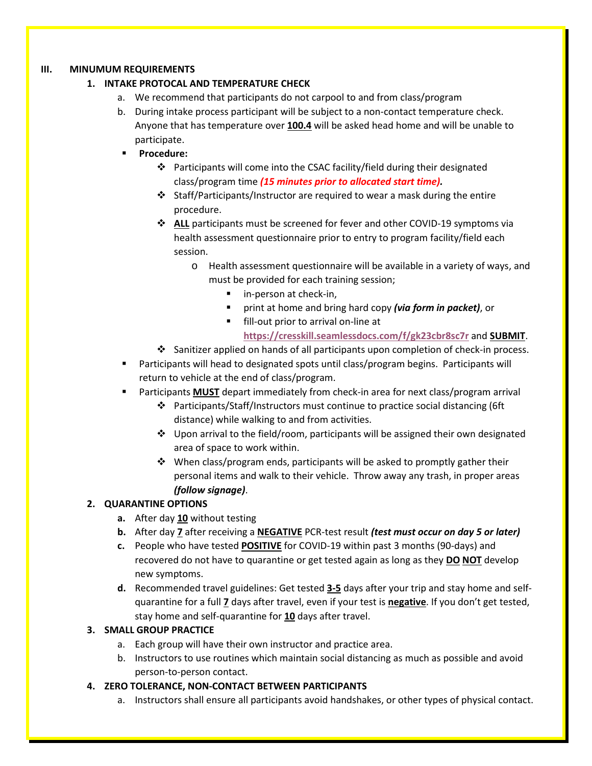## III. MINUMUM REQUIREMENTS

### 1. INTAKE PROTOCAL AND TEMPERATURE CHECK

a. We recommend that participants do not carpool to and from class/program

b. During intake process participant will be subject to a non-contact temperature check. Anyone that has temperature over **<u>100.4</u>** will be asked head home and will be unable to participate.

- **Procedure:**
  - Participants will come into the CSAC facility/field during their designated class/program time ***(15 minutes prior to allocated start time)*.**
  - Staff/Participants/Instructor are required to wear a mask during the entire procedure.
  - **<u>ALL</u>** participants must be screened for fever and other COVID-19 symptoms via health assessment questionnaire prior to entry to program facility/field each session.
    - Health assessment questionnaire will be available in a variety of ways, and must be provided for each training session;
      - in-person at check-in,
      - print at home and bring hard copy ***(via form in packet)***, or
      - fill-out prior to arrival on-line at **https://cresskill.seamlessdocs.com/f/gk23cbr8sc7r** and **<u>SUBMIT</u>**.
  - Sanitizer applied on hands of all participants upon completion of check-in process.
- Participants will head to designated spots until class/program begins. Participants will return to vehicle at the end of class/program.
- Participants **<u>MUST</u>** depart immediately from check-in area for next class/program arrival
  - Participants/Staff/Instructors must continue to practice social distancing (6ft distance) while walking to and from activities.
  - Upon arrival to the field/room, participants will be assigned their own designated area of space to work within.
  - When class/program ends, participants will be asked to promptly gather their personal items and walk to their vehicle. Throw away any trash, in proper areas ***(follow signage)***.

### 2. QUARANTINE OPTIONS

**a.** After day **<u>10</u>** without testing

**b.** After day **<u>7</u>** after receiving a **<u>NEGATIVE</u>** PCR-test result ***(test must occur on day 5 or later)***

**c.** People who have tested **<u>POSITIVE</u>** for COVID-19 within past 3 months (90-days) and recovered do not have to quarantine or get tested again as long as they **<u>DO</u> <u>NOT</u>** develop new symptoms.

**d.** Recommended travel guidelines: Get tested **<u>3-5</u>** days after your trip and stay home and self-quarantine for a full **<u>7</u>** days after travel, even if your test is **<u>negative</u>**. If you don't get tested, stay home and self-quarantine for **<u>10</u>** days after travel.

### 3. SMALL GROUP PRACTICE

a. Each group will have their own instructor and practice area.

b. Instructors to use routines which maintain social distancing as much as possible and avoid person-to-person contact.

### 4. ZERO TOLERANCE, NON-CONTACT BETWEEN PARTICIPANTS

a. Instructors shall ensure all participants avoid handshakes, or other types of physical contact.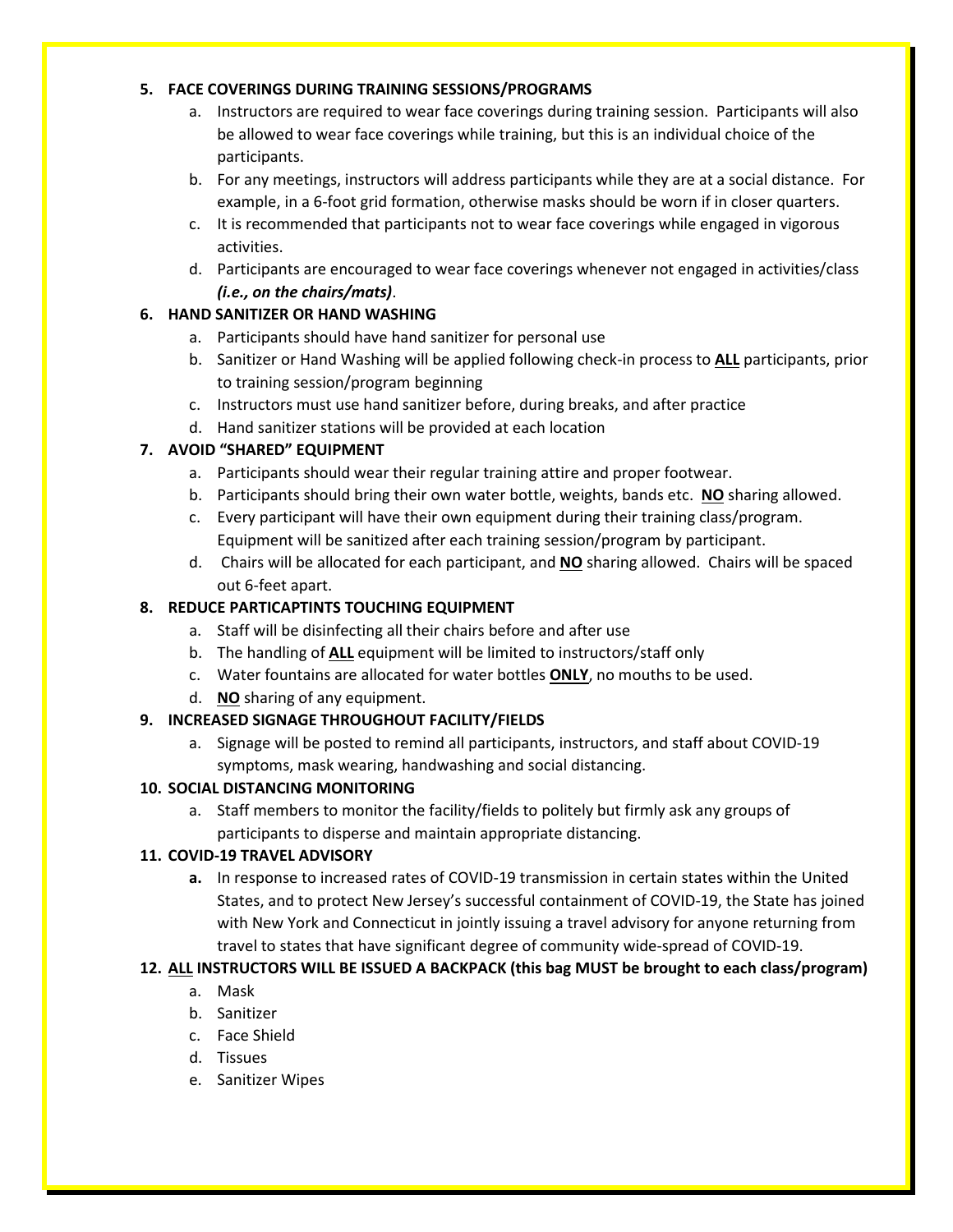5. **FACE COVERINGS DURING TRAINING SESSIONS/PROGRAMS**
    a. Instructors are required to wear face coverings during training session. Participants will also be allowed to wear face coverings while training, but this is an individual choice of the participants.
    b. For any meetings, instructors will address participants while they are at a social distance. For example, in a 6-foot grid formation, otherwise masks should be worn if in closer quarters.
    c. It is recommended that participants not to wear face coverings while engaged in vigorous activities.
    d. Participants are encouraged to wear face coverings whenever not engaged in activities/class ***(i.e., on the chairs/mats)***.

6. **HAND SANITIZER OR HAND WASHING**
    a. Participants should have hand sanitizer for personal use
    b. Sanitizer or Hand Washing will be applied following check-in process to **ALL** participants, prior to training session/program beginning
    c. Instructors must use hand sanitizer before, during breaks, and after practice
    d. Hand sanitizer stations will be provided at each location

7. **AVOID "SHARED" EQUIPMENT**
    a. Participants should wear their regular training attire and proper footwear.
    b. Participants should bring their own water bottle, weights, bands etc. **NO** sharing allowed.
    c. Every participant will have their own equipment during their training class/program. Equipment will be sanitized after each training session/program by participant.
    d. Chairs will be allocated for each participant, and **NO** sharing allowed. Chairs will be spaced out 6-feet apart.

8. **REDUCE PARTICAPTINTS TOUCHING EQUIPMENT**
    a. Staff will be disinfecting all their chairs before and after use
    b. The handling of **ALL** equipment will be limited to instructors/staff only
    c. Water fountains are allocated for water bottles **ONLY**, no mouths to be used.
    d. **NO** sharing of any equipment.

9. **INCREASED SIGNAGE THROUGHOUT FACILITY/FIELDS**
    a. Signage will be posted to remind all participants, instructors, and staff about COVID-19 symptoms, mask wearing, handwashing and social distancing.

10. **SOCIAL DISTANCING MONITORING**
    a. Staff members to monitor the facility/fields to politely but firmly ask any groups of participants to disperse and maintain appropriate distancing.

11. **COVID-19 TRAVEL ADVISORY**
    **a.** In response to increased rates of COVID-19 transmission in certain states within the United States, and to protect New Jersey's successful containment of COVID-19, the State has joined with New York and Connecticut in jointly issuing a travel advisory for anyone returning from travel to states that have significant degree of community wide-spread of COVID-19.

12. **ALL INSTRUCTORS WILL BE ISSUED A BACKPACK (this bag MUST be brought to each class/program)**
    a. Mask
    b. Sanitizer
    c. Face Shield
    d. Tissues
    e. Sanitizer Wipes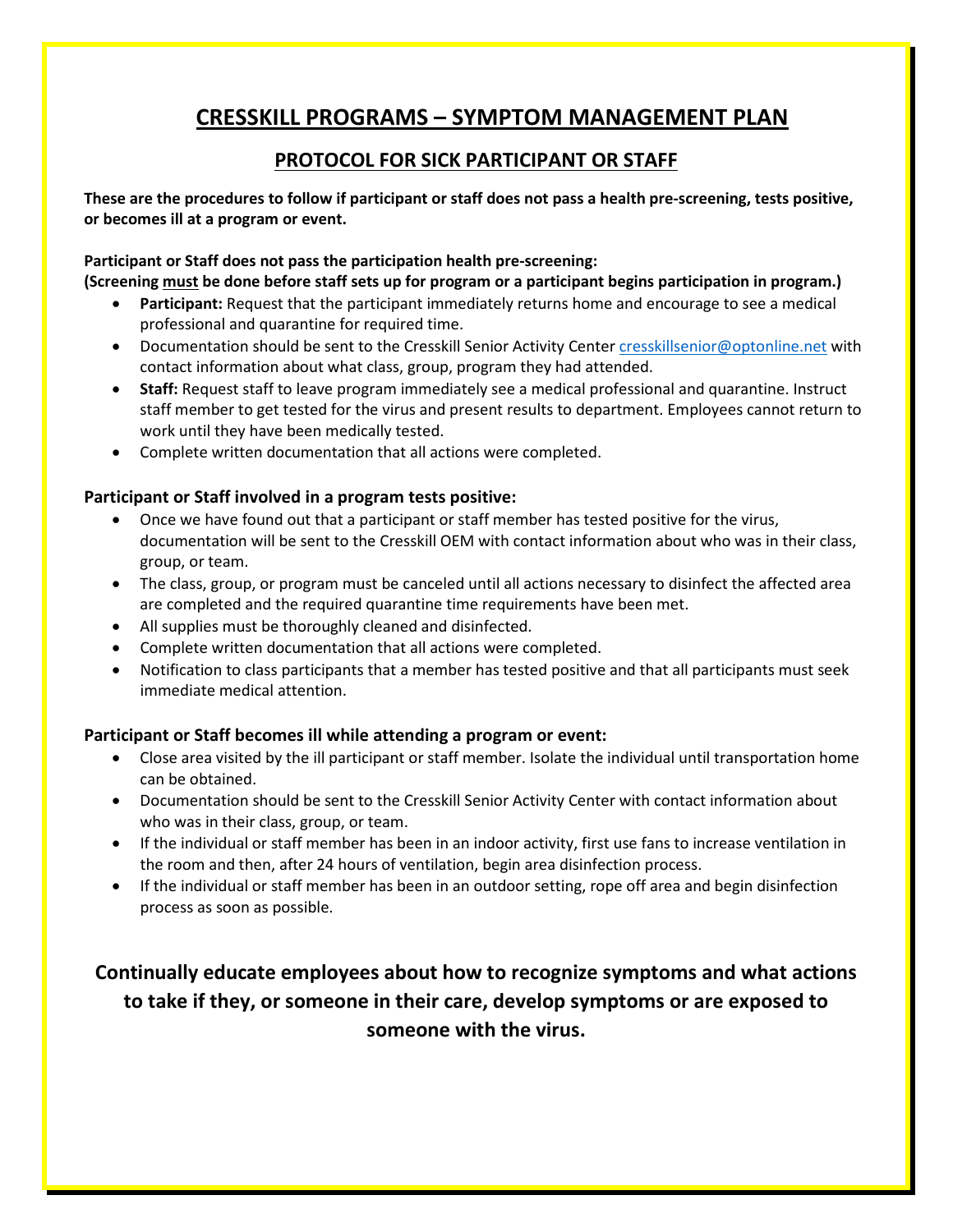# CRESSKILL PROGRAMS – SYMPTOM MANAGEMENT PLAN

## PROTOCOL FOR SICK PARTICIPANT OR STAFF

**These are the procedures to follow if participant or staff does not pass a health pre-screening, tests positive, or becomes ill at a program or event.**

**Participant or Staff does not pass the participation health pre-screening:**
**(Screening must be done before staff sets up for program or a participant begins participation in program.)**

- **Participant:** Request that the participant immediately returns home and encourage to see a medical professional and quarantine for required time.
- Documentation should be sent to the Cresskill Senior Activity Center cresskillsenior@optonline.net with contact information about what class, group, program they had attended.
- **Staff:** Request staff to leave program immediately see a medical professional and quarantine. Instruct staff member to get tested for the virus and present results to department. Employees cannot return to work until they have been medically tested.
- Complete written documentation that all actions were completed.

### Participant or Staff involved in a program tests positive:

- Once we have found out that a participant or staff member has tested positive for the virus, documentation will be sent to the Cresskill OEM with contact information about who was in their class, group, or team.
- The class, group, or program must be canceled until all actions necessary to disinfect the affected area are completed and the required quarantine time requirements have been met.
- All supplies must be thoroughly cleaned and disinfected.
- Complete written documentation that all actions were completed.
- Notification to class participants that a member has tested positive and that all participants must seek immediate medical attention.

### Participant or Staff becomes ill while attending a program or event:

- Close area visited by the ill participant or staff member. Isolate the individual until transportation home can be obtained.
- Documentation should be sent to the Cresskill Senior Activity Center with contact information about who was in their class, group, or team.
- If the individual or staff member has been in an indoor activity, first use fans to increase ventilation in the room and then, after 24 hours of ventilation, begin area disinfection process.
- If the individual or staff member has been in an outdoor setting, rope off area and begin disinfection process as soon as possible.

**Continually educate employees about how to recognize symptoms and what actions to take if they, or someone in their care, develop symptoms or are exposed to someone with the virus.**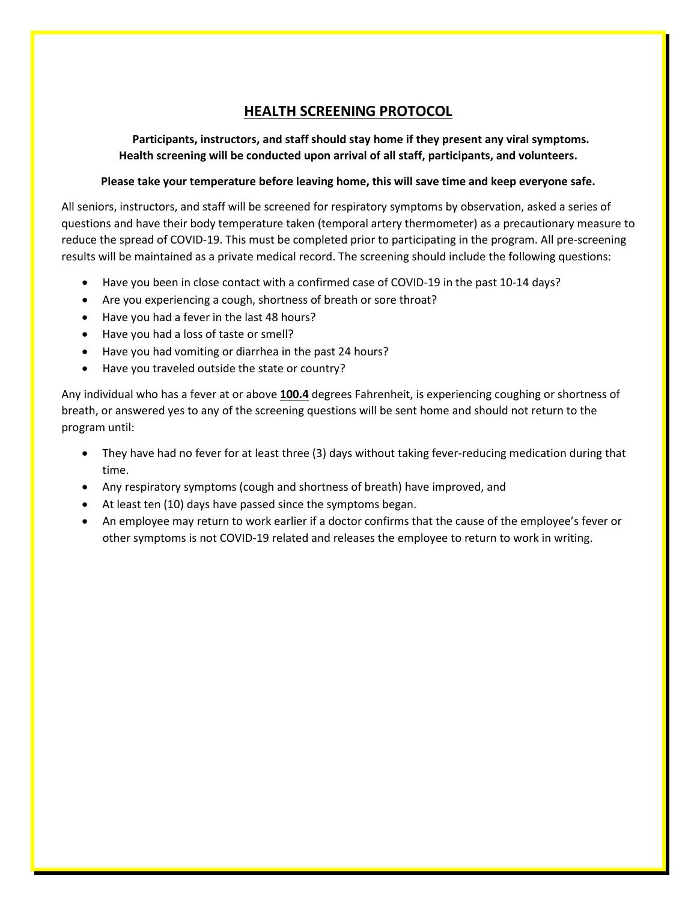# HEALTH SCREENING PROTOCOL

**Participants, instructors, and staff should stay home if they present any viral symptoms. Health screening will be conducted upon arrival of all staff, participants, and volunteers.**

**Please take your temperature before leaving home, this will save time and keep everyone safe.**

All seniors, instructors, and staff will be screened for respiratory symptoms by observation, asked a series of questions and have their body temperature taken (temporal artery thermometer) as a precautionary measure to reduce the spread of COVID-19. This must be completed prior to participating in the program. All pre-screening results will be maintained as a private medical record. The screening should include the following questions:

- Have you been in close contact with a confirmed case of COVID-19 in the past 10-14 days?
- Are you experiencing a cough, shortness of breath or sore throat?
- Have you had a fever in the last 48 hours?
- Have you had a loss of taste or smell?
- Have you had vomiting or diarrhea in the past 24 hours?
- Have you traveled outside the state or country?

Any individual who has a fever at or above **100.4** degrees Fahrenheit, is experiencing coughing or shortness of breath, or answered yes to any of the screening questions will be sent home and should not return to the program until:

- They have had no fever for at least three (3) days without taking fever-reducing medication during that time.
- Any respiratory symptoms (cough and shortness of breath) have improved, and
- At least ten (10) days have passed since the symptoms began.
- An employee may return to work earlier if a doctor confirms that the cause of the employee's fever or other symptoms is not COVID-19 related and releases the employee to return to work in writing.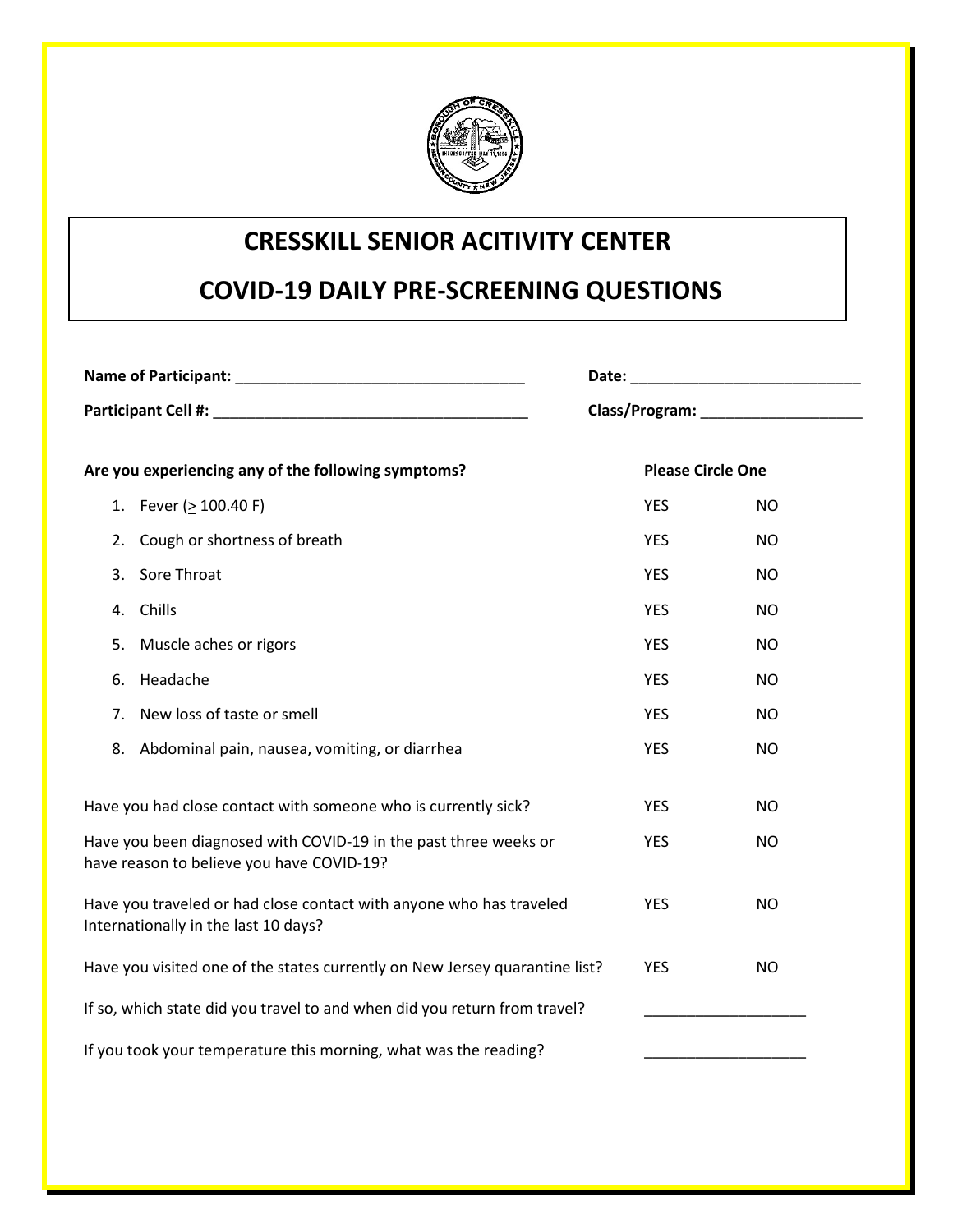# CRESSKILL SENIOR ACITIVITY CENTER

# COVID-19 DAILY PRE-SCREENING QUESTIONS

**Name of Participant:** ___________________________________ **Date:** ____________________________

**Participant Cell #:** _____________________________________ **Class/Program:** ____________________

| **Are you experiencing any of the following symptoms?** | **Please Circle One** | |
|---|---|---|
| 1. Fever (≥ 100.40 F) | YES | NO |
| 2. Cough or shortness of breath | YES | NO |
| 3. Sore Throat | YES | NO |
| 4. Chills | YES | NO |
| 5. Muscle aches or rigors | YES | NO |
| 6. Headache | YES | NO |
| 7. New loss of taste or smell | YES | NO |
| 8. Abdominal pain, nausea, vomiting, or diarrhea | YES | NO |
| Have you had close contact with someone who is currently sick? | YES | NO |
| Have you been diagnosed with COVID-19 in the past three weeks or have reason to believe you have COVID-19? | YES | NO |
| Have you traveled or had close contact with anyone who has traveled Internationally in the last 10 days? | YES | NO |
| Have you visited one of the states currently on New Jersey quarantine list? | YES | NO |

If so, which state did you travel to and when did you return from travel? ___________________

If you took your temperature this morning, what was the reading? ___________________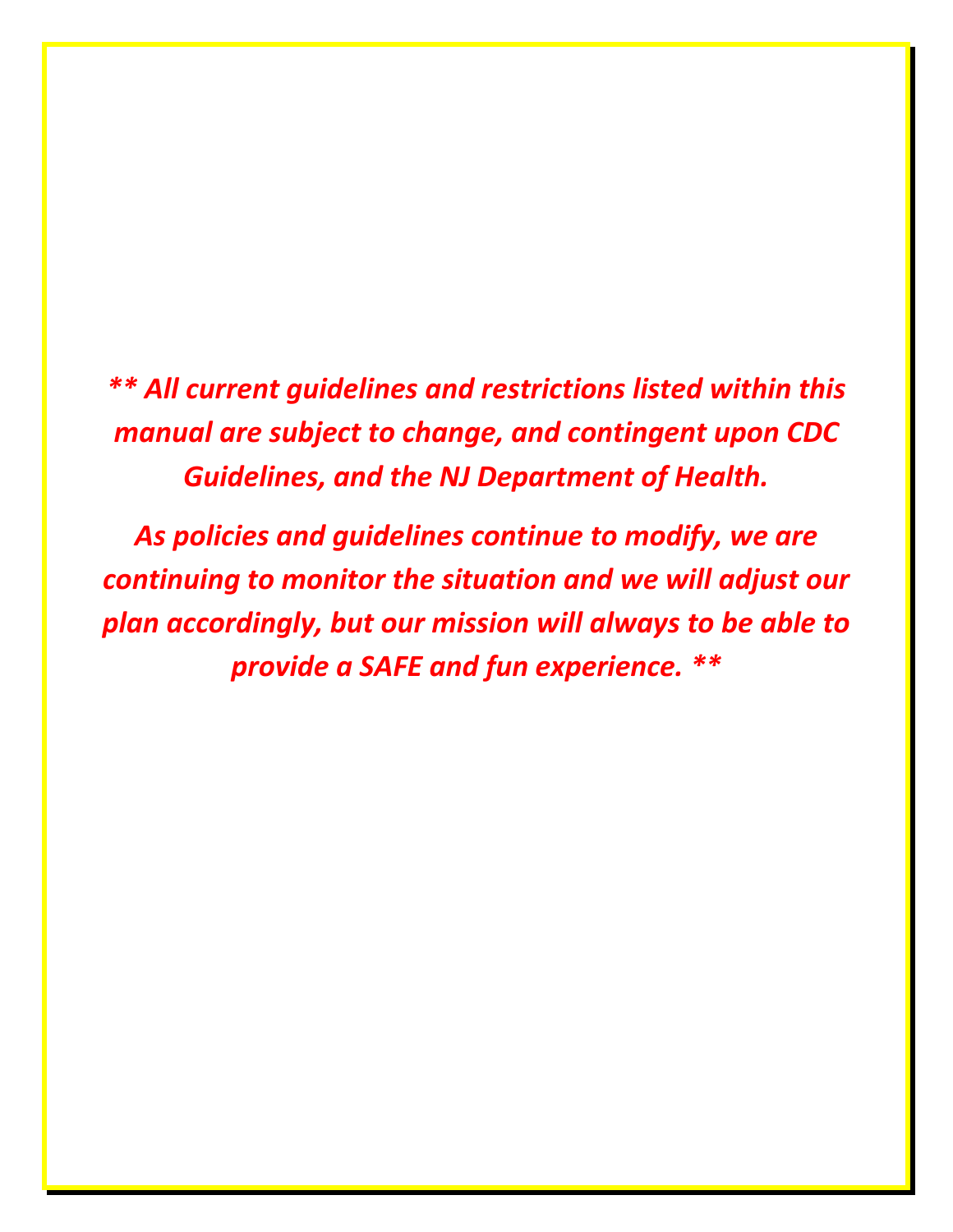*** All current guidelines and restrictions listed within this manual are subject to change, and contingent upon CDC Guidelines, and the NJ Department of Health.*

*As policies and guidelines continue to modify, we are continuing to monitor the situation and we will adjust our plan accordingly, but our mission will always to be able to provide a SAFE and fun experience. ***